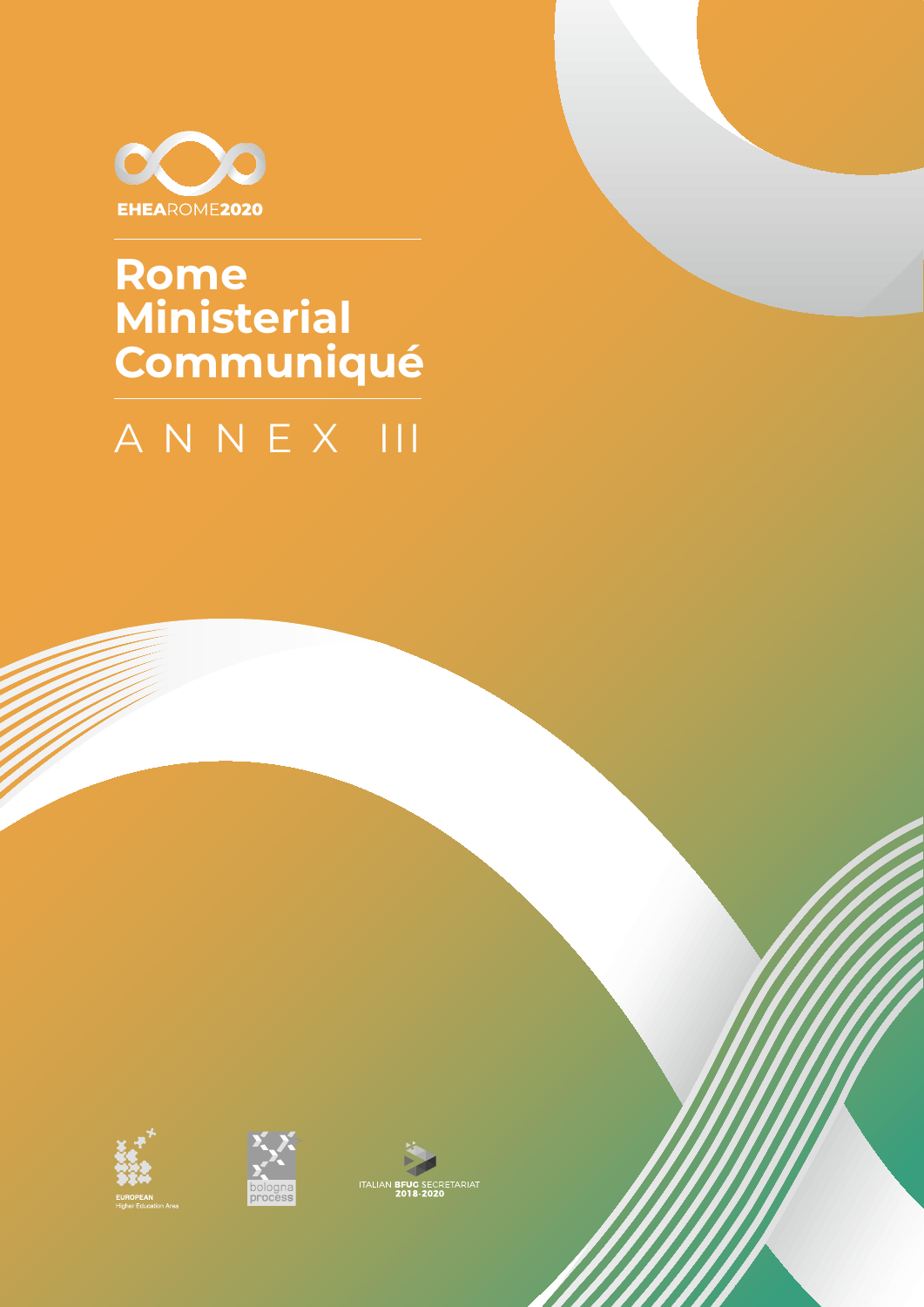EHEAROME2020

# Rome Ministerial Communiqué

## ANNEX III

EUROPEAN Higher Education Area

bologna process

ITALIAN BFUG SECRETARIAT 2018-2020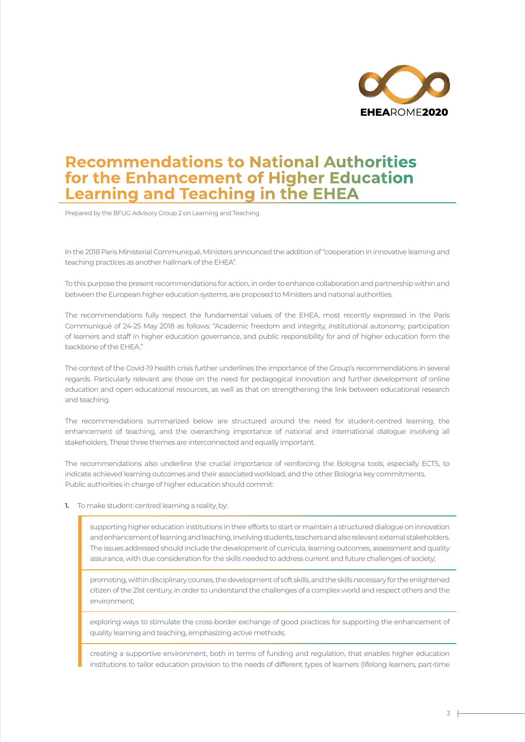# Recommendations to National Authorities for the Enhancement of Higher Education Learning and Teaching in the EHEA

Prepared by the BFUG Advisory Group 2 on Learning and Teaching

In the 2018 Paris Ministerial Communiqué, Ministers announced the addition of "cooperation in innovative learning and teaching practices as another hallmark of the EHEA".

To this purpose the present recommendations for action, in order to enhance collaboration and partnership within and between the European higher education systems, are proposed to Ministers and national authorities.

The recommendations fully respect the fundamental values of the EHEA, most recently expressed in the Paris Communiqué of 24-25 May 2018 as follows: "Academic freedom and integrity, institutional autonomy, participation of learners and staff in higher education governance, and public responsibility for and of higher education form the backbone of the EHEA."

The context of the Covid-19 health crisis further underlines the importance of the Group's recommendations in several regards. Particularly relevant are those on the need for pedagogical innovation and further development of online education and open educational resources, as well as that on strengthening the link between educational research and teaching.

The recommendations summarized below are structured around the need for student-centred learning, the enhancement of teaching, and the overarching importance of national and international dialogue involving all stakeholders. These three themes are interconnected and equally important.

The recommendations also underline the crucial importance of reinforcing the Bologna tools, especially ECTS, to indicate achieved learning outcomes and their associated workload, and the other Bologna key commitments.
Public authorities in charge of higher education should commit:

**1.** To make student-centred learning a reality, by:

> supporting higher education institutions in their efforts to start or maintain a structured dialogue on innovation and enhancement of learning and teaching, involving students, teachers and also relevant external stakeholders. The issues addressed should include the development of curricula, learning outcomes, assessment and quality assurance, with due consideration for the skills needed to address current and future challenges of society;
>
> promoting, within disciplinary courses, the development of soft skills, and the skills necessary for the enlightened citizen of the 21st century, in order to understand the challenges of a complex world and respect others and the environment;
>
> exploring ways to stimulate the cross-border exchange of good practices for supporting the enhancement of quality learning and teaching, emphasizing active methods;
>
> creating a supportive environment, both in terms of funding and regulation, that enables higher education institutions to tailor education provision to the needs of different types of learners (lifelong learners, part-time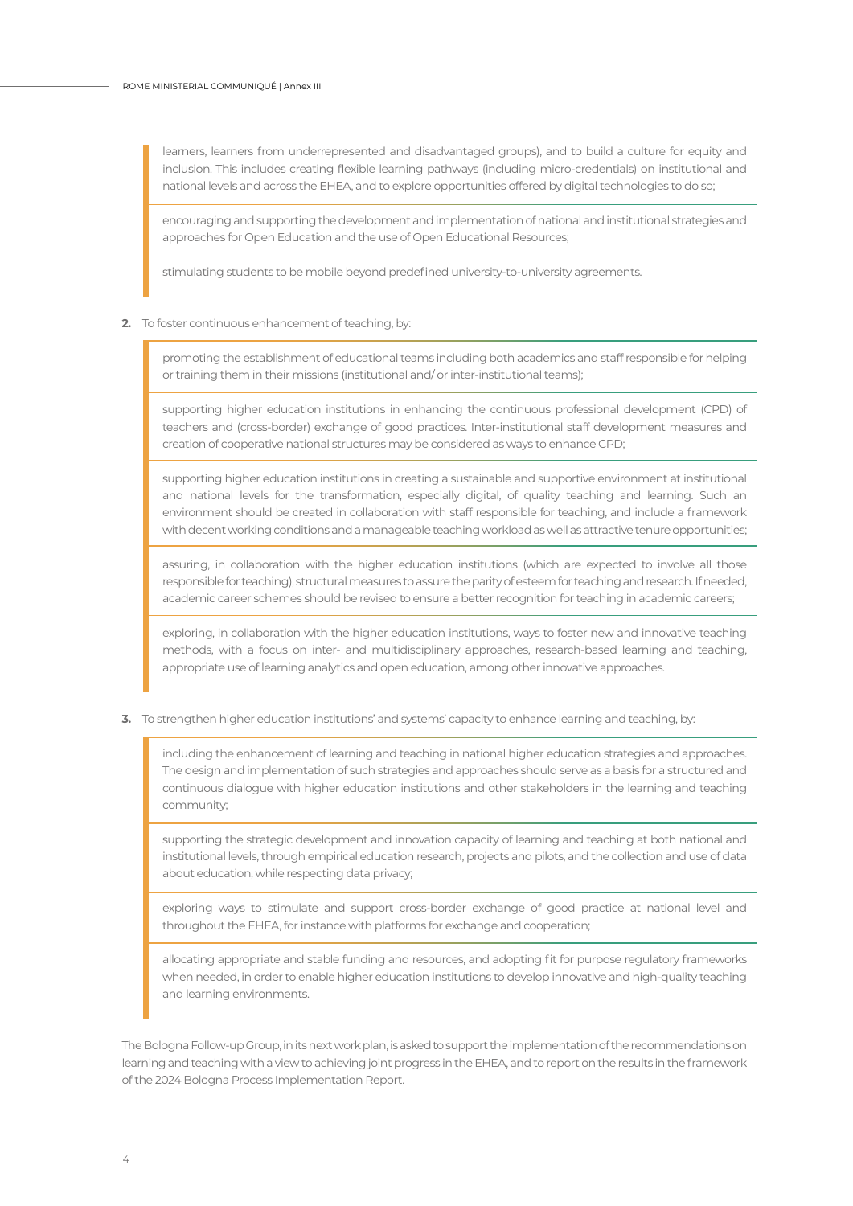learners, learners from underrepresented and disadvantaged groups), and to build a culture for equity and inclusion. This includes creating flexible learning pathways (including micro-credentials) on institutional and national levels and across the EHEA, and to explore opportunities offered by digital technologies to do so;

encouraging and supporting the development and implementation of national and institutional strategies and approaches for Open Education and the use of Open Educational Resources;

stimulating students to be mobile beyond predefined university-to-university agreements.

**2.** To foster continuous enhancement of teaching, by:

promoting the establishment of educational teams including both academics and staff responsible for helping or training them in their missions (institutional and/ or inter-institutional teams);

supporting higher education institutions in enhancing the continuous professional development (CPD) of teachers and (cross-border) exchange of good practices. Inter-institutional staff development measures and creation of cooperative national structures may be considered as ways to enhance CPD;

supporting higher education institutions in creating a sustainable and supportive environment at institutional and national levels for the transformation, especially digital, of quality teaching and learning. Such an environment should be created in collaboration with staff responsible for teaching, and include a framework with decent working conditions and a manageable teaching workload as well as attractive tenure opportunities;

assuring, in collaboration with the higher education institutions (which are expected to involve all those responsible for teaching), structural measures to assure the parity of esteem for teaching and research. If needed, academic career schemes should be revised to ensure a better recognition for teaching in academic careers;

exploring, in collaboration with the higher education institutions, ways to foster new and innovative teaching methods, with a focus on inter- and multidisciplinary approaches, research-based learning and teaching, appropriate use of learning analytics and open education, among other innovative approaches.

**3.** To strengthen higher education institutions' and systems' capacity to enhance learning and teaching, by:

including the enhancement of learning and teaching in national higher education strategies and approaches. The design and implementation of such strategies and approaches should serve as a basis for a structured and continuous dialogue with higher education institutions and other stakeholders in the learning and teaching community;

supporting the strategic development and innovation capacity of learning and teaching at both national and institutional levels, through empirical education research, projects and pilots, and the collection and use of data about education, while respecting data privacy;

exploring ways to stimulate and support cross-border exchange of good practice at national level and throughout the EHEA, for instance with platforms for exchange and cooperation;

allocating appropriate and stable funding and resources, and adopting fit for purpose regulatory frameworks when needed, in order to enable higher education institutions to develop innovative and high-quality teaching and learning environments.

The Bologna Follow-up Group, in its next work plan, is asked to support the implementation of the recommendations on learning and teaching with a view to achieving joint progress in the EHEA, and to report on the results in the framework of the 2024 Bologna Process Implementation Report.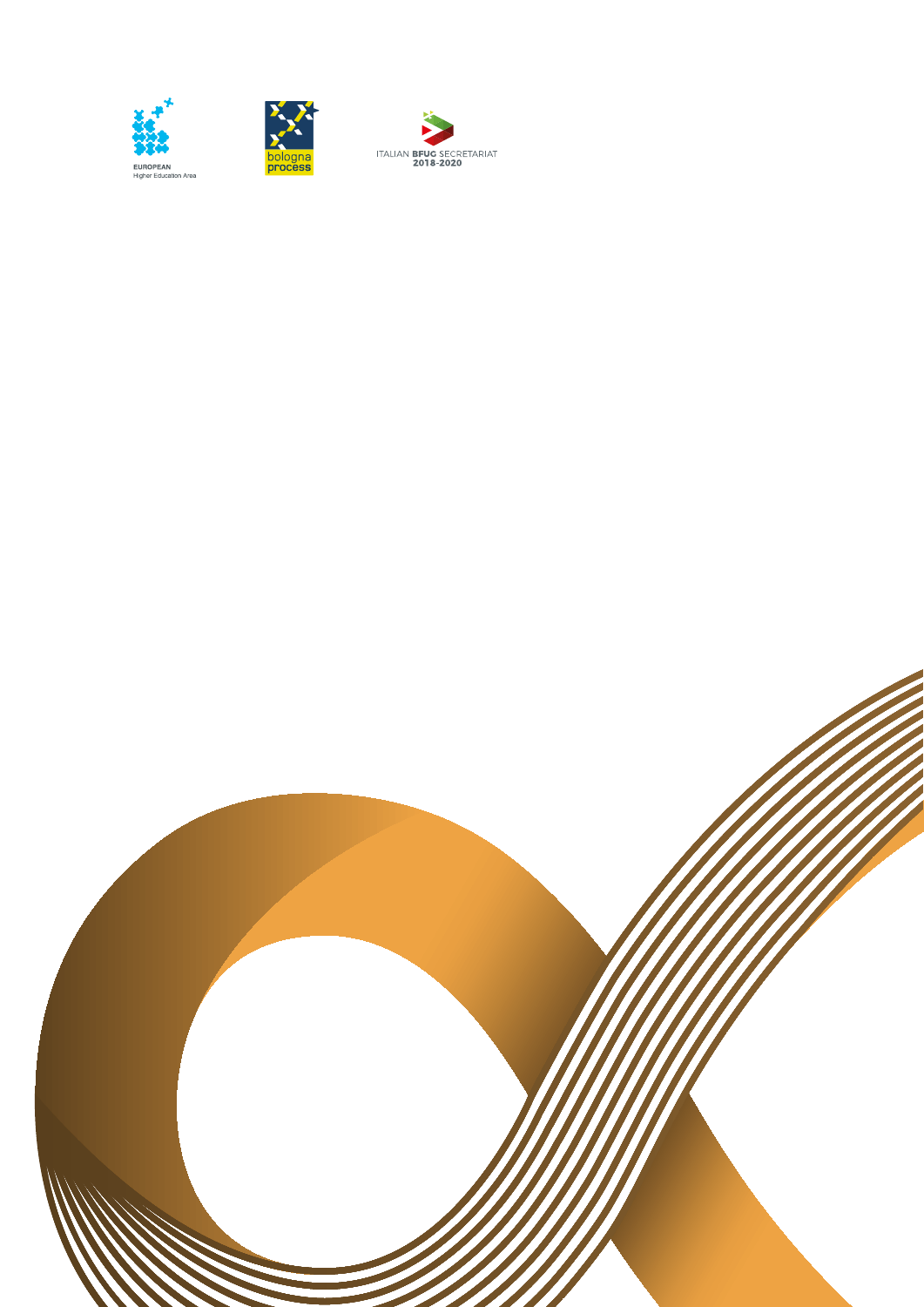EUROPEAN
Higher Education Area

bologna
process

ITALIAN **BFUG** SECRETARIAT
**2018-2020**